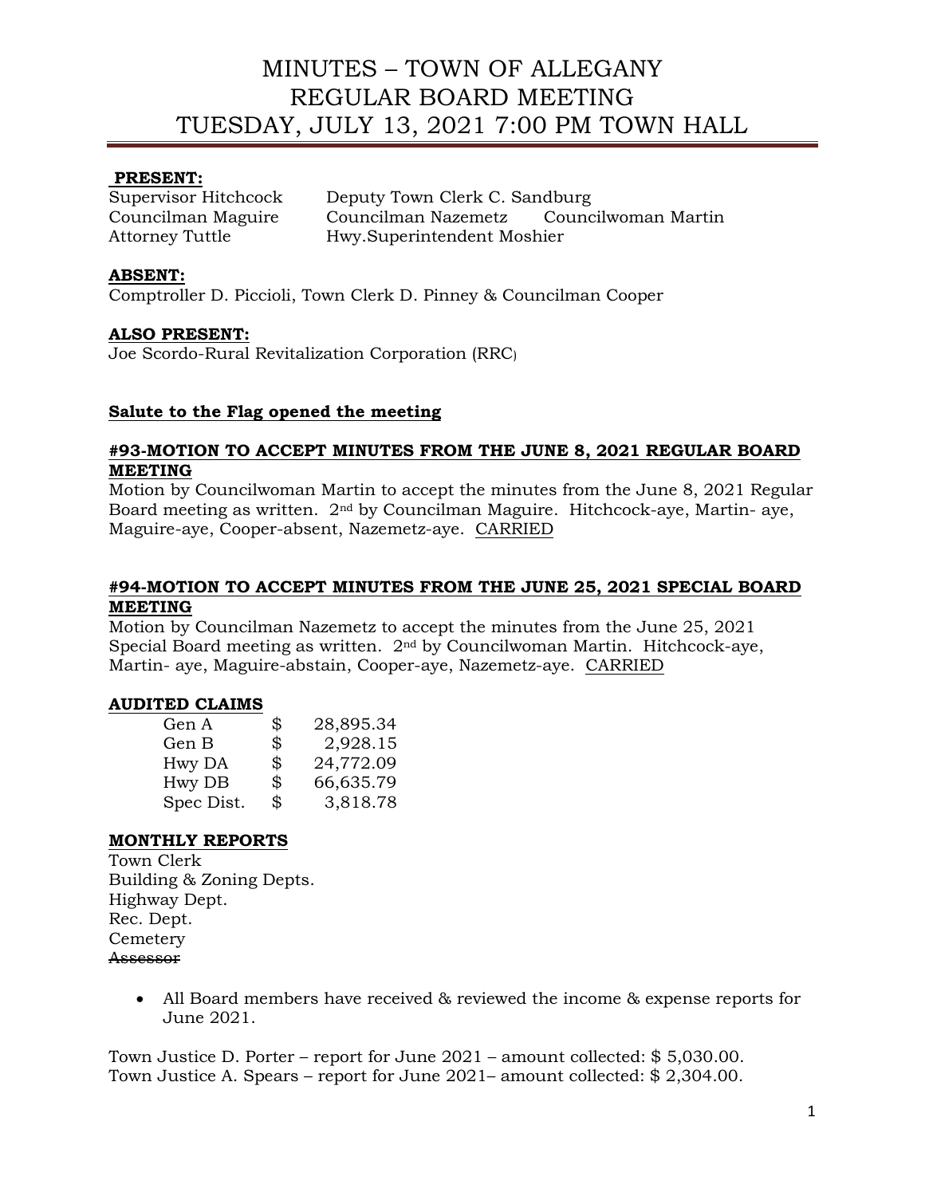# MINUTES – TOWN OF ALLEGANY
# REGULAR BOARD MEETING
# TUESDAY, JULY 13, 2021 7:00 PM TOWN HALL

**PRESENT:**

Supervisor Hitchcock — Deputy Town Clerk C. Sandburg
Councilman Maguire — Councilman Nazemetz — Councilwoman Martin
Attorney Tuttle — Hwy.Superintendent Moshier

**ABSENT:**

Comptroller D. Piccioli, Town Clerk D. Pinney & Councilman Cooper

**ALSO PRESENT:**

Joe Scordo-Rural Revitalization Corporation (RRC)

**Salute to the Flag opened the meeting**

**#93-MOTION TO ACCEPT MINUTES FROM THE JUNE 8, 2021 REGULAR BOARD MEETING**

Motion by Councilwoman Martin to accept the minutes from the June 8, 2021 Regular Board meeting as written. 2nd by Councilman Maguire. Hitchcock-aye, Martin- aye, Maguire-aye, Cooper-absent, Nazemetz-aye. CARRIED

**#94-MOTION TO ACCEPT MINUTES FROM THE JUNE 25, 2021 SPECIAL BOARD MEETING**

Motion by Councilman Nazemetz to accept the minutes from the June 25, 2021 Special Board meeting as written. 2nd by Councilwoman Martin. Hitchcock-aye, Martin- aye, Maguire-abstain, Cooper-aye, Nazemetz-aye. CARRIED

**AUDITED CLAIMS**

| | | |
|---|---|---|
| Gen A | $ | 28,895.34 |
| Gen B | $ | 2,928.15 |
| Hwy DA | $ | 24,772.09 |
| Hwy DB | $ | 66,635.79 |
| Spec Dist. | $ | 3,818.78 |

**MONTHLY REPORTS**

Town Clerk
Building & Zoning Depts.
Highway Dept.
Rec. Dept.
Cemetery
~~Assessor~~

- All Board members have received & reviewed the income & expense reports for June 2021.

Town Justice D. Porter – report for June 2021 – amount collected: $ 5,030.00.
Town Justice A. Spears – report for June 2021– amount collected: $ 2,304.00.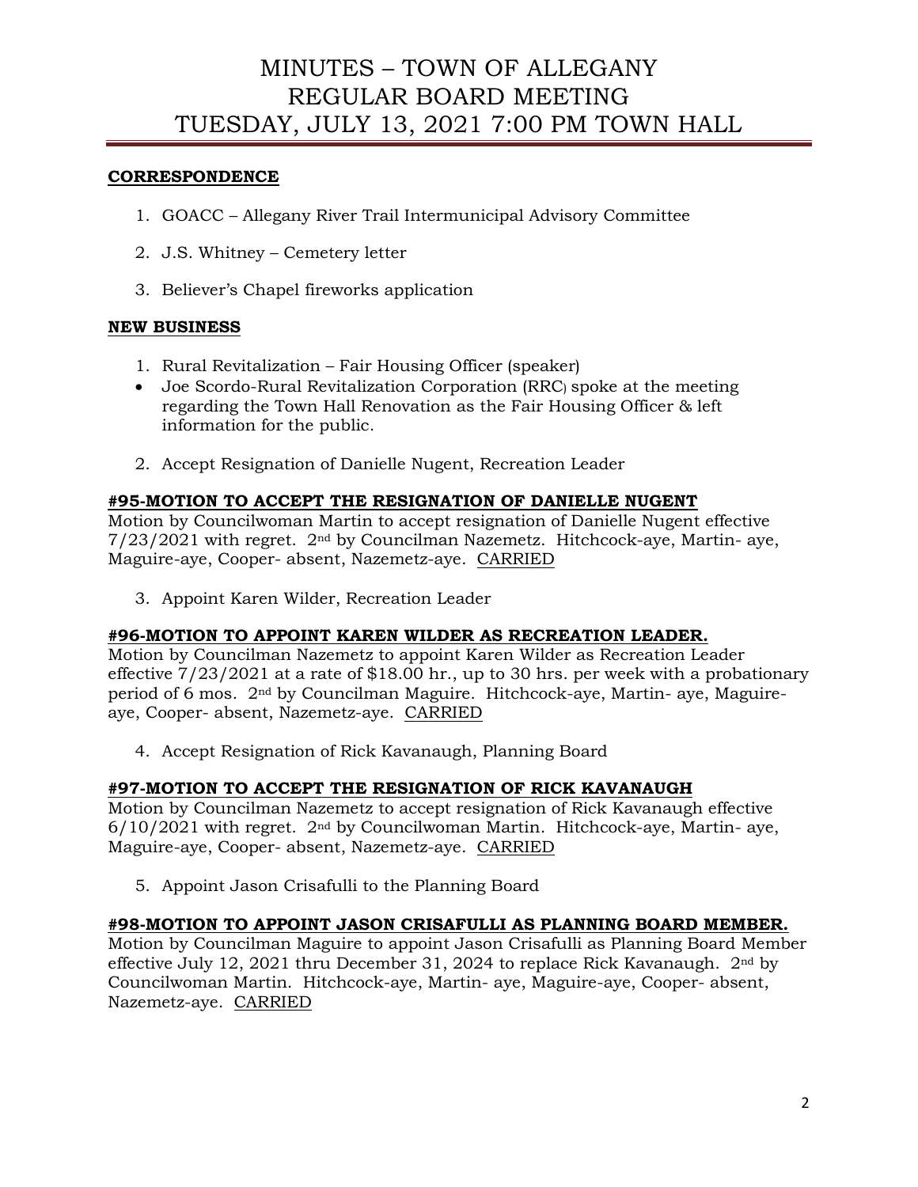# MINUTES – TOWN OF ALLEGANY
# REGULAR BOARD MEETING
# TUESDAY, JULY 13, 2021 7:00 PM TOWN HALL

**CORRESPONDENCE**

1. GOACC – Allegany River Trail Intermunicipal Advisory Committee
2. J.S. Whitney – Cemetery letter
3. Believer's Chapel fireworks application

**NEW BUSINESS**

1. Rural Revitalization – Fair Housing Officer (speaker)

- Joe Scordo-Rural Revitalization Corporation (RRC) spoke at the meeting regarding the Town Hall Renovation as the Fair Housing Officer & left information for the public.

2. Accept Resignation of Danielle Nugent, Recreation Leader

**#95-MOTION TO ACCEPT THE RESIGNATION OF DANIELLE NUGENT**

Motion by Councilwoman Martin to accept resignation of Danielle Nugent effective 7/23/2021 with regret. 2nd by Councilman Nazemetz. Hitchcock-aye, Martin- aye, Maguire-aye, Cooper- absent, Nazemetz-aye. CARRIED

3. Appoint Karen Wilder, Recreation Leader

**#96-MOTION TO APPOINT KAREN WILDER AS RECREATION LEADER.**

Motion by Councilman Nazemetz to appoint Karen Wilder as Recreation Leader effective 7/23/2021 at a rate of $18.00 hr., up to 30 hrs. per week with a probationary period of 6 mos. 2nd by Councilman Maguire. Hitchcock-aye, Martin- aye, Maguire-aye, Cooper- absent, Nazemetz-aye. CARRIED

4. Accept Resignation of Rick Kavanaugh, Planning Board

**#97-MOTION TO ACCEPT THE RESIGNATION OF RICK KAVANAUGH**

Motion by Councilman Nazemetz to accept resignation of Rick Kavanaugh effective 6/10/2021 with regret. 2nd by Councilwoman Martin. Hitchcock-aye, Martin- aye, Maguire-aye, Cooper- absent, Nazemetz-aye. CARRIED

5. Appoint Jason Crisafulli to the Planning Board

**#98-MOTION TO APPOINT JASON CRISAFULLI AS PLANNING BOARD MEMBER.**

Motion by Councilman Maguire to appoint Jason Crisafulli as Planning Board Member effective July 12, 2021 thru December 31, 2024 to replace Rick Kavanaugh. 2nd by Councilwoman Martin. Hitchcock-aye, Martin- aye, Maguire-aye, Cooper- absent, Nazemetz-aye. CARRIED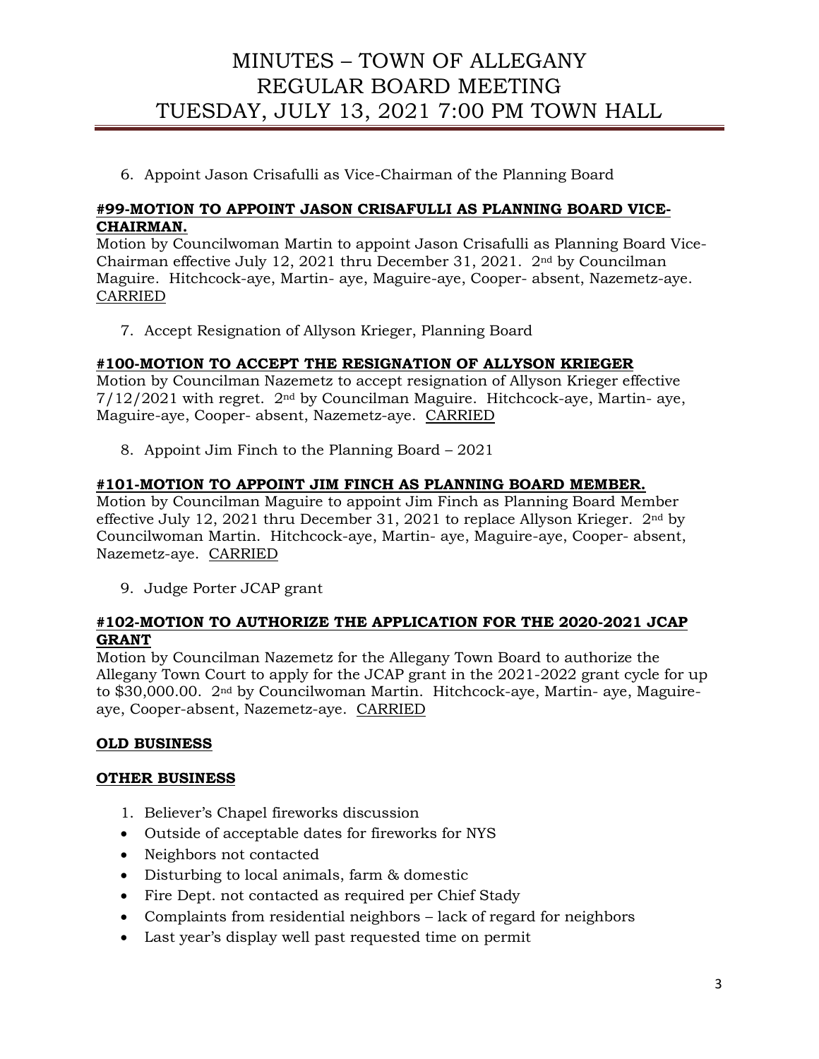6. Appoint Jason Crisafulli as Vice-Chairman of the Planning Board

**#99-MOTION TO APPOINT JASON CRISAFULLI AS PLANNING BOARD VICE-CHAIRMAN.**

Motion by Councilwoman Martin to appoint Jason Crisafulli as Planning Board Vice-Chairman effective July 12, 2021 thru December 31, 2021. 2nd by Councilman Maguire. Hitchcock-aye, Martin- aye, Maguire-aye, Cooper- absent, Nazemetz-aye. CARRIED

7. Accept Resignation of Allyson Krieger, Planning Board

**#100-MOTION TO ACCEPT THE RESIGNATION OF ALLYSON KRIEGER**

Motion by Councilman Nazemetz to accept resignation of Allyson Krieger effective 7/12/2021 with regret. 2nd by Councilman Maguire. Hitchcock-aye, Martin- aye, Maguire-aye, Cooper- absent, Nazemetz-aye. CARRIED

8. Appoint Jim Finch to the Planning Board – 2021

**#101-MOTION TO APPOINT JIM FINCH AS PLANNING BOARD MEMBER.**

Motion by Councilman Maguire to appoint Jim Finch as Planning Board Member effective July 12, 2021 thru December 31, 2021 to replace Allyson Krieger. 2nd by Councilwoman Martin. Hitchcock-aye, Martin- aye, Maguire-aye, Cooper- absent, Nazemetz-aye. CARRIED

9. Judge Porter JCAP grant

**#102-MOTION TO AUTHORIZE THE APPLICATION FOR THE 2020-2021 JCAP GRANT**

Motion by Councilman Nazemetz for the Allegany Town Board to authorize the Allegany Town Court to apply for the JCAP grant in the 2021-2022 grant cycle for up to $30,000.00. 2nd by Councilwoman Martin. Hitchcock-aye, Martin- aye, Maguire-aye, Cooper-absent, Nazemetz-aye. CARRIED

**OLD BUSINESS**

**OTHER BUSINESS**

1. Believer's Chapel fireworks discussion

- Outside of acceptable dates for fireworks for NYS
- Neighbors not contacted
- Disturbing to local animals, farm & domestic
- Fire Dept. not contacted as required per Chief Stady
- Complaints from residential neighbors – lack of regard for neighbors
- Last year's display well past requested time on permit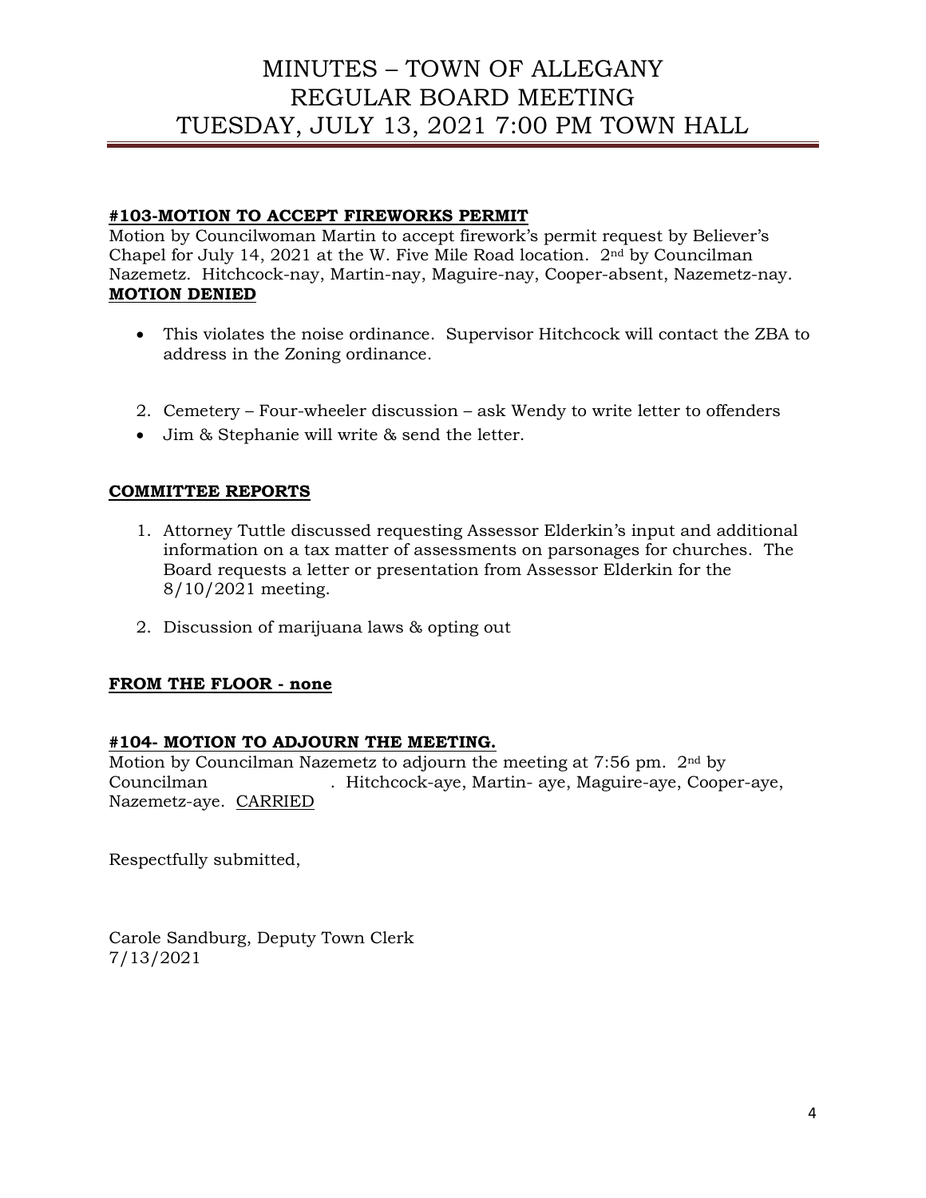# MINUTES – TOWN OF ALLEGANY REGULAR BOARD MEETING TUESDAY, JULY 13, 2021 7:00 PM TOWN HALL

**#103-MOTION TO ACCEPT FIREWORKS PERMIT**

Motion by Councilwoman Martin to accept firework's permit request by Believer's Chapel for July 14, 2021 at the W. Five Mile Road location. 2nd by Councilman Nazemetz. Hitchcock-nay, Martin-nay, Maguire-nay, Cooper-absent, Nazemetz-nay.
**MOTION DENIED**

- This violates the noise ordinance. Supervisor Hitchcock will contact the ZBA to address in the Zoning ordinance.

2. Cemetery – Four-wheeler discussion – ask Wendy to write letter to offenders

- Jim & Stephanie will write & send the letter.

**COMMITTEE REPORTS**

1. Attorney Tuttle discussed requesting Assessor Elderkin's input and additional information on a tax matter of assessments on parsonages for churches. The Board requests a letter or presentation from Assessor Elderkin for the 8/10/2021 meeting.

2. Discussion of marijuana laws & opting out

**FROM THE FLOOR - none**

**#104- MOTION TO ADJOURN THE MEETING.**

Motion by Councilman Nazemetz to adjourn the meeting at 7:56 pm. 2nd by Councilman . Hitchcock-aye, Martin- aye, Maguire-aye, Cooper-aye, Nazemetz-aye. CARRIED

Respectfully submitted,

Carole Sandburg, Deputy Town Clerk
7/13/2021